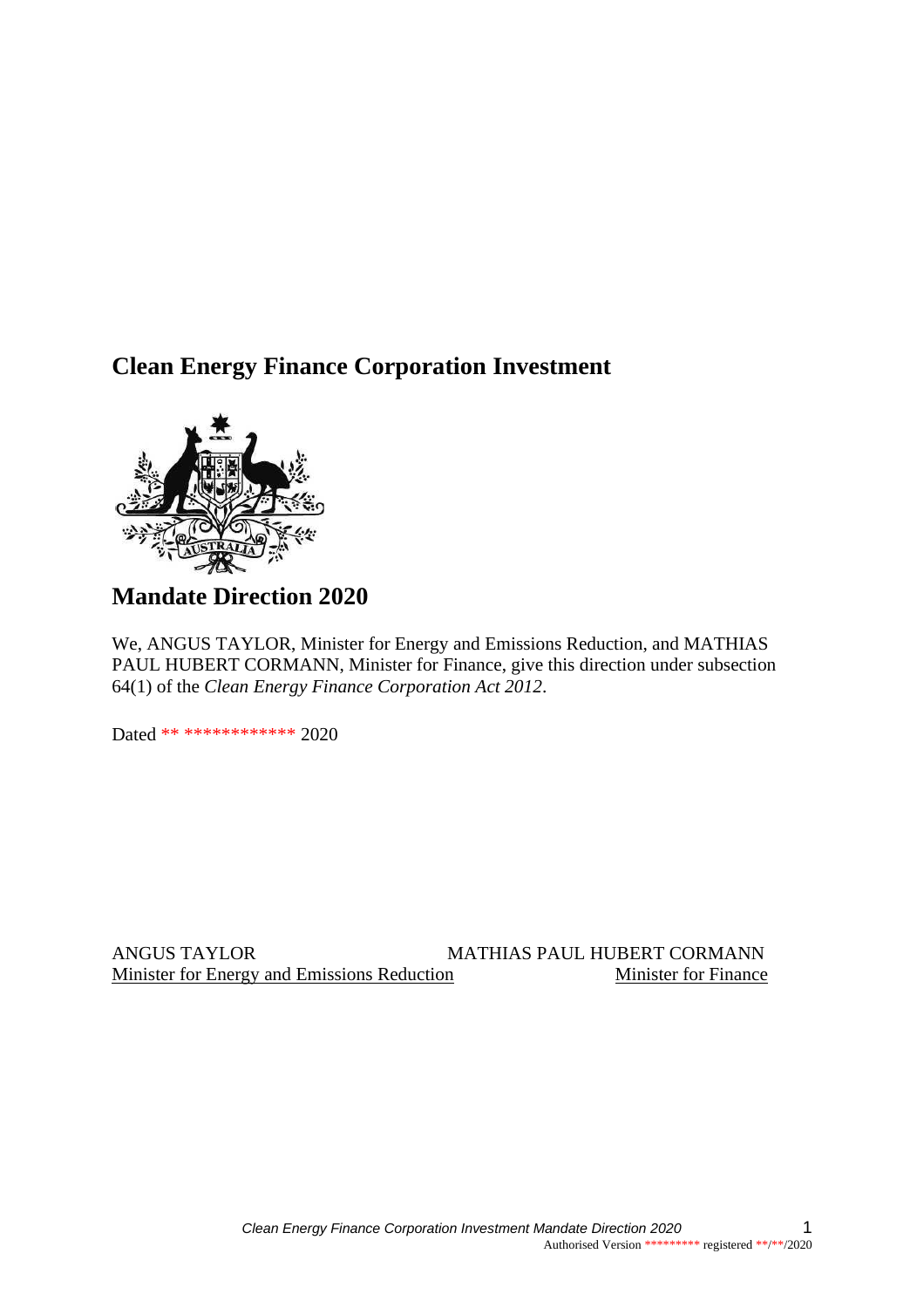# Clean Energy Finance Corporation Investment

# Mandate Direction 2020

We, ANGUS TAYLOR, Minister for Energy and Emissions Reduction, and MATHIAS PAUL HUBERT CORMANN, Minister for Finance, give this direction under subsection 64(1) of the *Clean Energy Finance Corporation Act 2012*.

Dated ** ************* 2020

| ANGUS TAYLOR | MATHIAS PAUL HUBERT CORMANN |
|---|---|
| Minister for Energy and Emissions Reduction | Minister for Finance |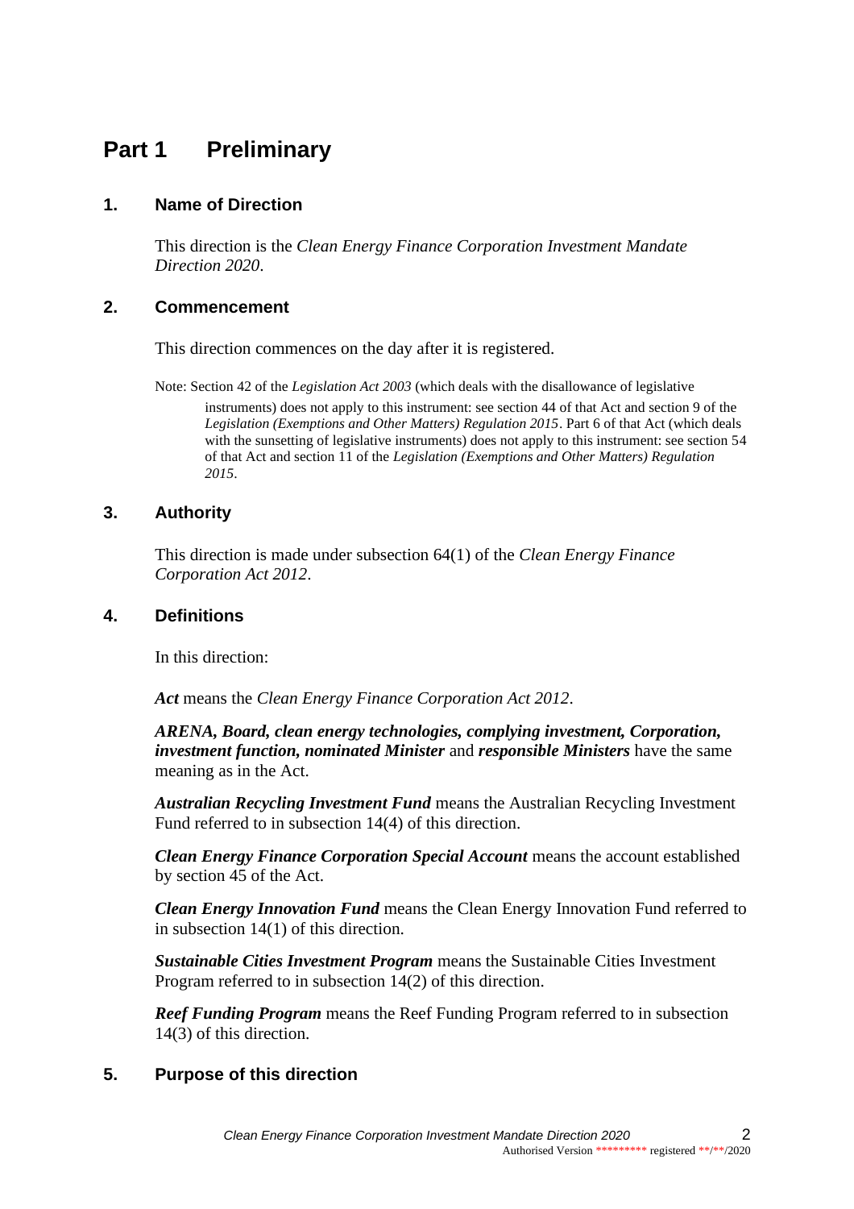# Part 1 Preliminary

## 1. Name of Direction

This direction is the *Clean Energy Finance Corporation Investment Mandate Direction 2020*.

## 2. Commencement

This direction commences on the day after it is registered.

Note: Section 42 of the *Legislation Act 2003* (which deals with the disallowance of legislative instruments) does not apply to this instrument: see section 44 of that Act and section 9 of the *Legislation (Exemptions and Other Matters) Regulation 2015*. Part 6 of that Act (which deals with the sunsetting of legislative instruments) does not apply to this instrument: see section 54 of that Act and section 11 of the *Legislation (Exemptions and Other Matters) Regulation 2015*.

## 3. Authority

This direction is made under subsection 64(1) of the *Clean Energy Finance Corporation Act 2012*.

## 4. Definitions

In this direction:

***Act*** means the *Clean Energy Finance Corporation Act 2012*.

***ARENA, Board, clean energy technologies, complying investment, Corporation, investment function, nominated Minister*** and ***responsible Ministers*** have the same meaning as in the Act.

***Australian Recycling Investment Fund*** means the Australian Recycling Investment Fund referred to in subsection 14(4) of this direction.

***Clean Energy Finance Corporation Special Account*** means the account established by section 45 of the Act.

***Clean Energy Innovation Fund*** means the Clean Energy Innovation Fund referred to in subsection 14(1) of this direction.

***Sustainable Cities Investment Program*** means the Sustainable Cities Investment Program referred to in subsection 14(2) of this direction.

***Reef Funding Program*** means the Reef Funding Program referred to in subsection 14(3) of this direction.

## 5. Purpose of this direction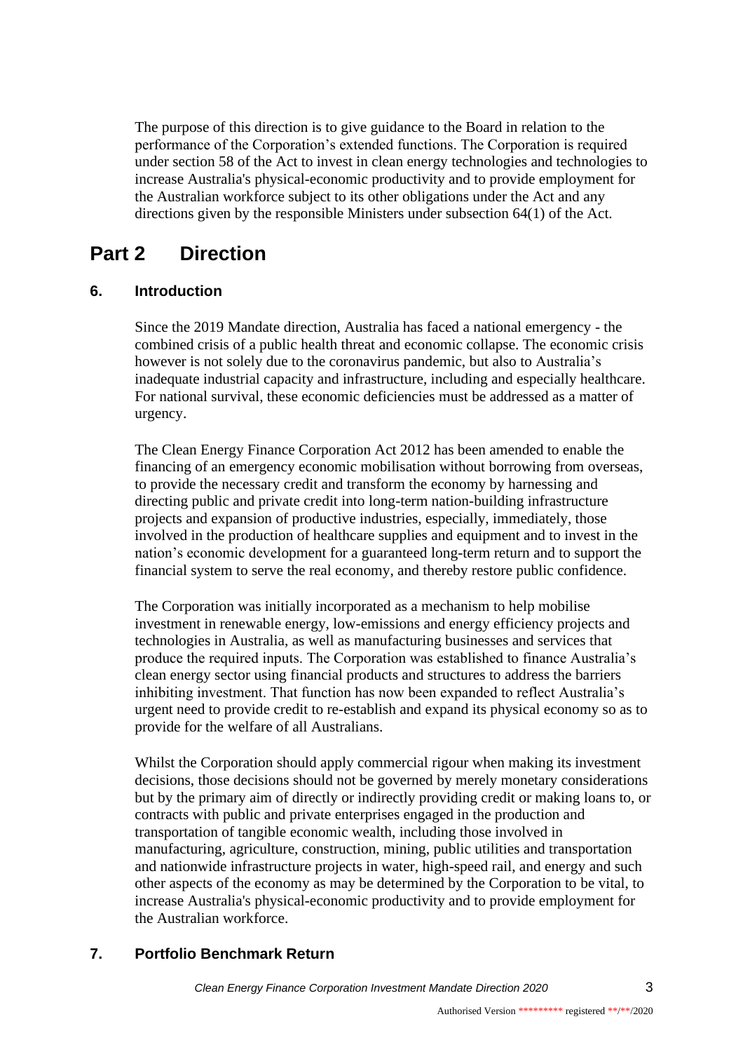The purpose of this direction is to give guidance to the Board in relation to the performance of the Corporation's extended functions. The Corporation is required under section 58 of the Act to invest in clean energy technologies and technologies to increase Australia's physical-economic productivity and to provide employment for the Australian workforce subject to its other obligations under the Act and any directions given by the responsible Ministers under subsection 64(1) of the Act.

# Part 2 Direction

## 6. Introduction

Since the 2019 Mandate direction, Australia has faced a national emergency - the combined crisis of a public health threat and economic collapse. The economic crisis however is not solely due to the coronavirus pandemic, but also to Australia's inadequate industrial capacity and infrastructure, including and especially healthcare. For national survival, these economic deficiencies must be addressed as a matter of urgency.

The Clean Energy Finance Corporation Act 2012 has been amended to enable the financing of an emergency economic mobilisation without borrowing from overseas, to provide the necessary credit and transform the economy by harnessing and directing public and private credit into long-term nation-building infrastructure projects and expansion of productive industries, especially, immediately, those involved in the production of healthcare supplies and equipment and to invest in the nation's economic development for a guaranteed long-term return and to support the financial system to serve the real economy, and thereby restore public confidence.

The Corporation was initially incorporated as a mechanism to help mobilise investment in renewable energy, low-emissions and energy efficiency projects and technologies in Australia, as well as manufacturing businesses and services that produce the required inputs. The Corporation was established to finance Australia's clean energy sector using financial products and structures to address the barriers inhibiting investment. That function has now been expanded to reflect Australia's urgent need to provide credit to re-establish and expand its physical economy so as to provide for the welfare of all Australians.

Whilst the Corporation should apply commercial rigour when making its investment decisions, those decisions should not be governed by merely monetary considerations but by the primary aim of directly or indirectly providing credit or making loans to, or contracts with public and private enterprises engaged in the production and transportation of tangible economic wealth, including those involved in manufacturing, agriculture, construction, mining, public utilities and transportation and nationwide infrastructure projects in water, high-speed rail, and energy and such other aspects of the economy as may be determined by the Corporation to be vital, to increase Australia's physical-economic productivity and to provide employment for the Australian workforce.

## 7. Portfolio Benchmark Return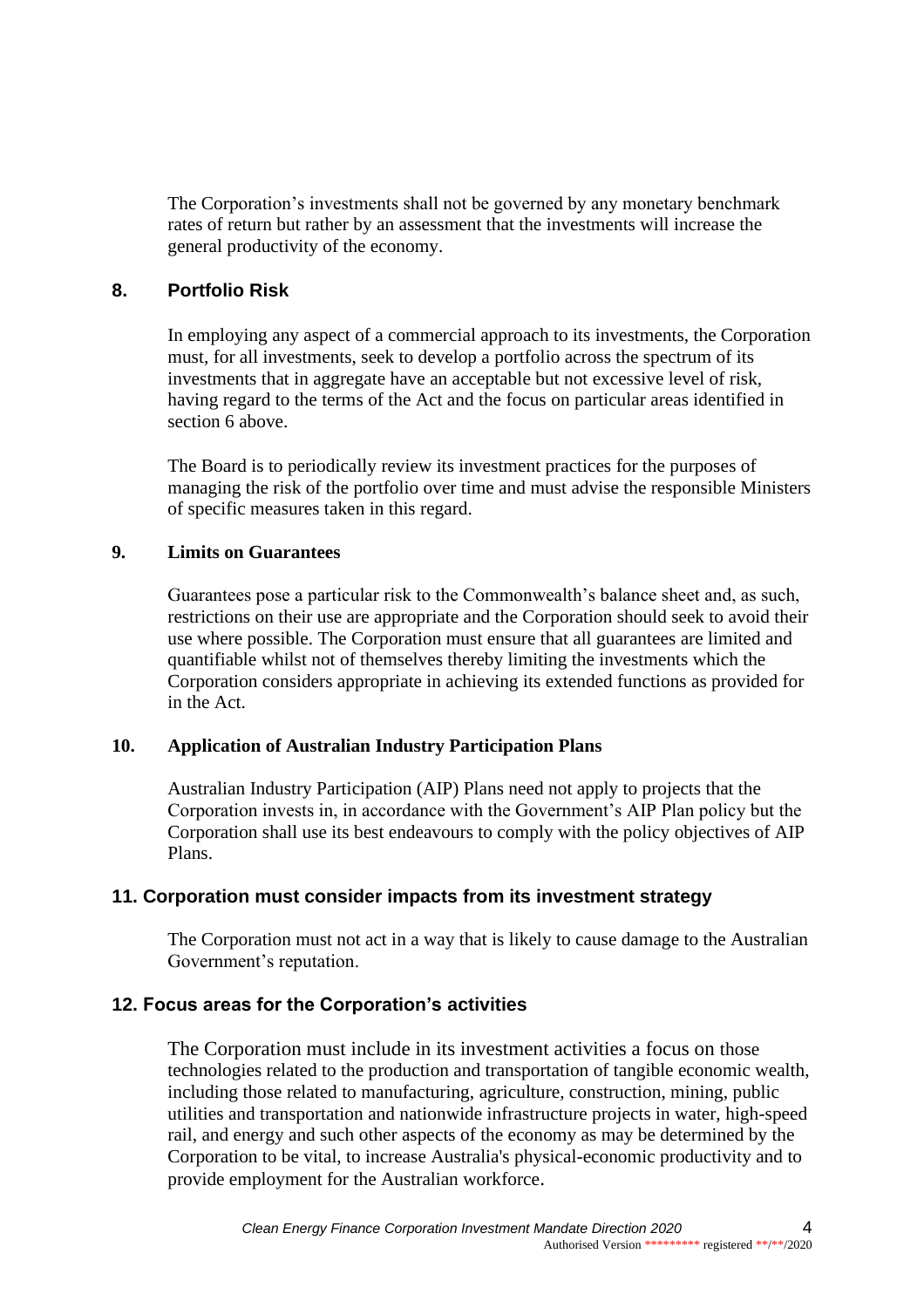The Corporation's investments shall not be governed by any monetary benchmark rates of return but rather by an assessment that the investments will increase the general productivity of the economy.

## 8. Portfolio Risk

In employing any aspect of a commercial approach to its investments, the Corporation must, for all investments, seek to develop a portfolio across the spectrum of its investments that in aggregate have an acceptable but not excessive level of risk, having regard to the terms of the Act and the focus on particular areas identified in section 6 above.

The Board is to periodically review its investment practices for the purposes of managing the risk of the portfolio over time and must advise the responsible Ministers of specific measures taken in this regard.

## 9. Limits on Guarantees

Guarantees pose a particular risk to the Commonwealth's balance sheet and, as such, restrictions on their use are appropriate and the Corporation should seek to avoid their use where possible. The Corporation must ensure that all guarantees are limited and quantifiable whilst not of themselves thereby limiting the investments which the Corporation considers appropriate in achieving its extended functions as provided for in the Act.

## 10. Application of Australian Industry Participation Plans

Australian Industry Participation (AIP) Plans need not apply to projects that the Corporation invests in, in accordance with the Government's AIP Plan policy but the Corporation shall use its best endeavours to comply with the policy objectives of AIP Plans.

## 11. Corporation must consider impacts from its investment strategy

The Corporation must not act in a way that is likely to cause damage to the Australian Government's reputation.

## 12. Focus areas for the Corporation's activities

The Corporation must include in its investment activities a focus on those technologies related to the production and transportation of tangible economic wealth, including those related to manufacturing, agriculture, construction, mining, public utilities and transportation and nationwide infrastructure projects in water, high-speed rail, and energy and such other aspects of the economy as may be determined by the Corporation to be vital, to increase Australia's physical-economic productivity and to provide employment for the Australian workforce.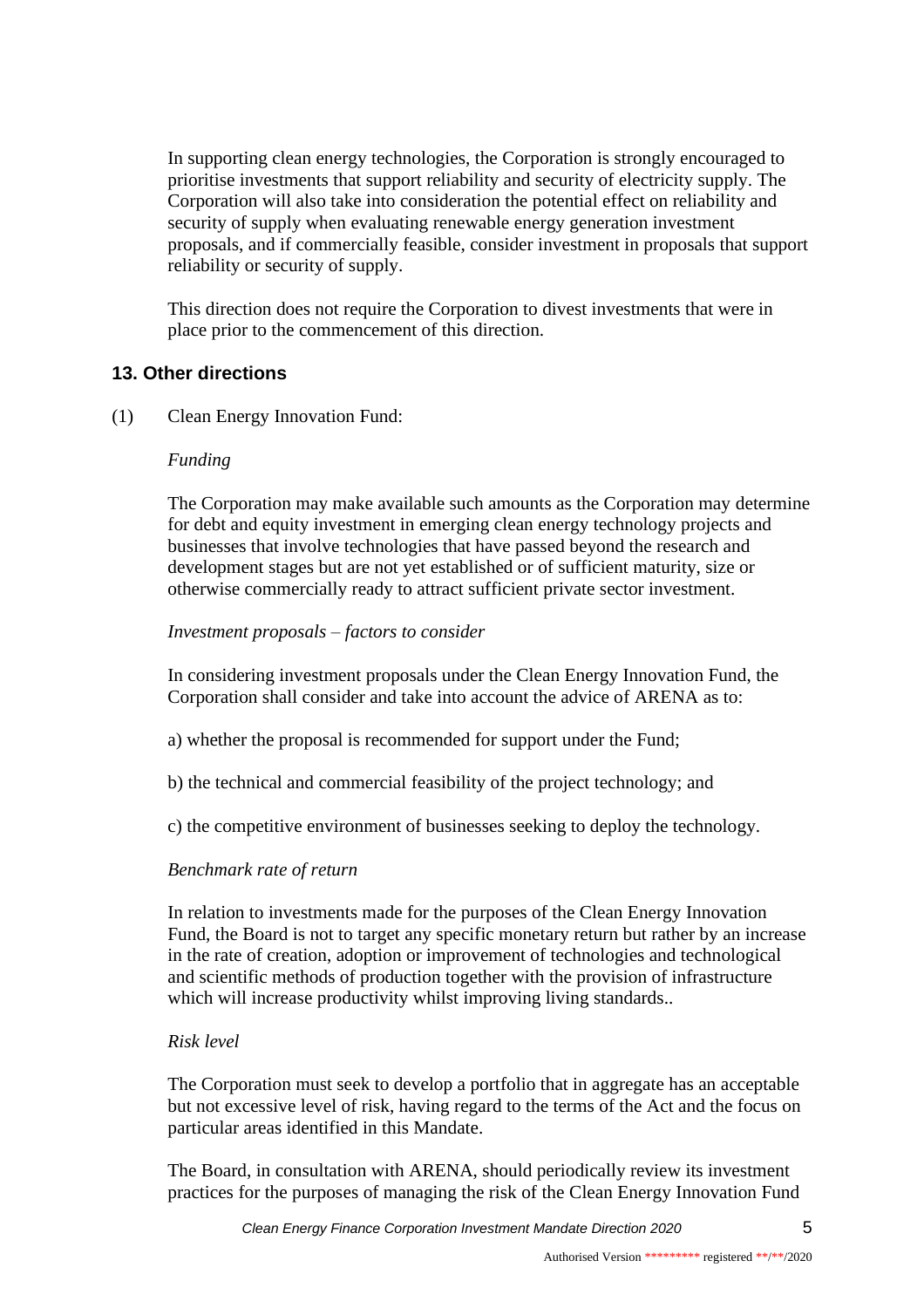In supporting clean energy technologies, the Corporation is strongly encouraged to prioritise investments that support reliability and security of electricity supply. The Corporation will also take into consideration the potential effect on reliability and security of supply when evaluating renewable energy generation investment proposals, and if commercially feasible, consider investment in proposals that support reliability or security of supply.

This direction does not require the Corporation to divest investments that were in place prior to the commencement of this direction.

## 13. Other directions

(1) Clean Energy Innovation Fund:

*Funding*

The Corporation may make available such amounts as the Corporation may determine for debt and equity investment in emerging clean energy technology projects and businesses that involve technologies that have passed beyond the research and development stages but are not yet established or of sufficient maturity, size or otherwise commercially ready to attract sufficient private sector investment.

*Investment proposals – factors to consider*

In considering investment proposals under the Clean Energy Innovation Fund, the Corporation shall consider and take into account the advice of ARENA as to:

a) whether the proposal is recommended for support under the Fund;

b) the technical and commercial feasibility of the project technology; and

c) the competitive environment of businesses seeking to deploy the technology.

*Benchmark rate of return*

In relation to investments made for the purposes of the Clean Energy Innovation Fund, the Board is not to target any specific monetary return but rather by an increase in the rate of creation, adoption or improvement of technologies and technological and scientific methods of production together with the provision of infrastructure which will increase productivity whilst improving living standards..

*Risk level*

The Corporation must seek to develop a portfolio that in aggregate has an acceptable but not excessive level of risk, having regard to the terms of the Act and the focus on particular areas identified in this Mandate.

The Board, in consultation with ARENA, should periodically review its investment practices for the purposes of managing the risk of the Clean Energy Innovation Fund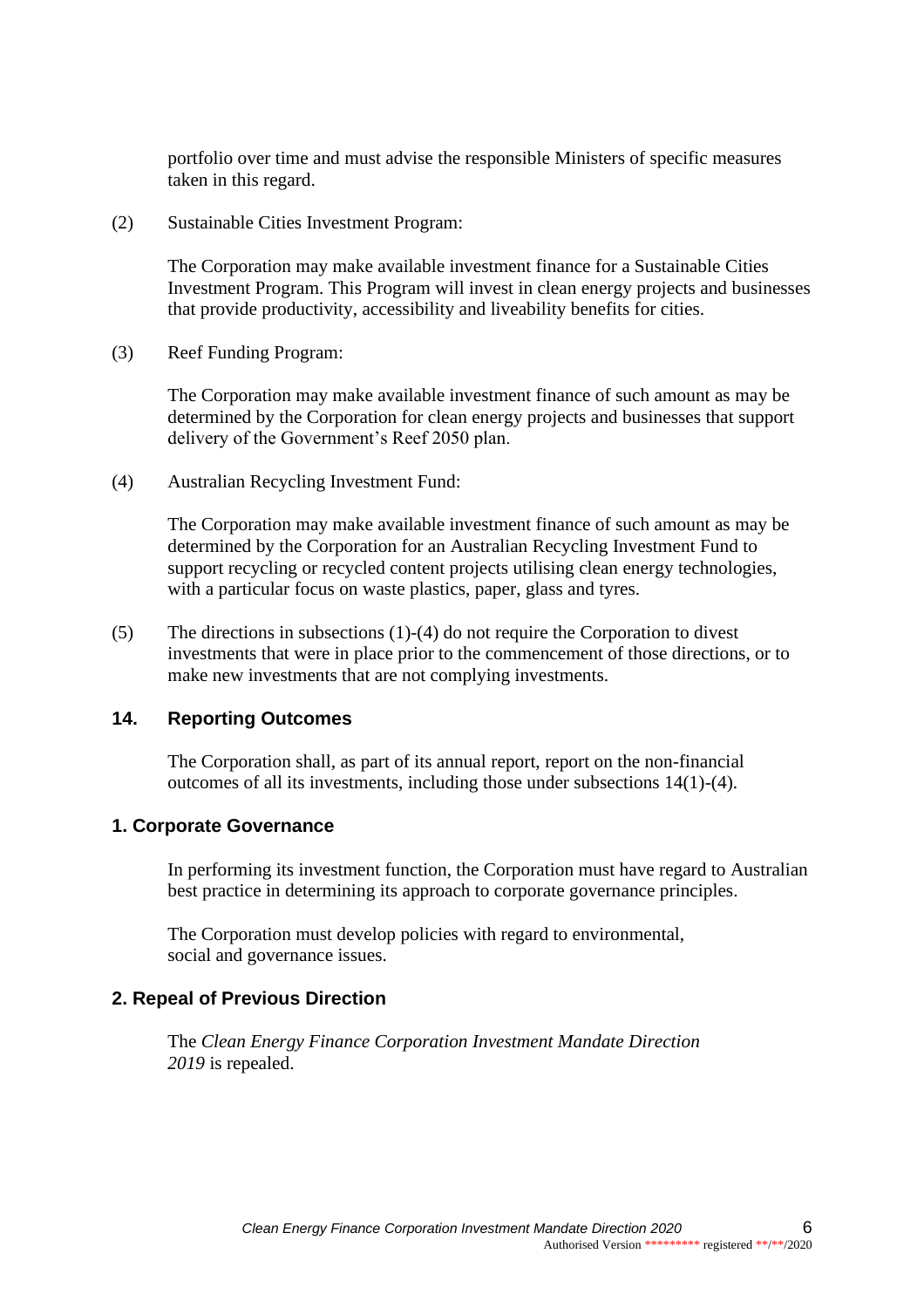portfolio over time and must advise the responsible Ministers of specific measures taken in this regard.

(2) Sustainable Cities Investment Program:

The Corporation may make available investment finance for a Sustainable Cities Investment Program. This Program will invest in clean energy projects and businesses that provide productivity, accessibility and liveability benefits for cities.

(3) Reef Funding Program:

The Corporation may make available investment finance of such amount as may be determined by the Corporation for clean energy projects and businesses that support delivery of the Government's Reef 2050 plan.

(4) Australian Recycling Investment Fund:

The Corporation may make available investment finance of such amount as may be determined by the Corporation for an Australian Recycling Investment Fund to support recycling or recycled content projects utilising clean energy technologies, with a particular focus on waste plastics, paper, glass and tyres.

(5) The directions in subsections (1)-(4) do not require the Corporation to divest investments that were in place prior to the commencement of those directions, or to make new investments that are not complying investments.

## 14. Reporting Outcomes

The Corporation shall, as part of its annual report, report on the non-financial outcomes of all its investments, including those under subsections 14(1)-(4).

## 1. Corporate Governance

In performing its investment function, the Corporation must have regard to Australian best practice in determining its approach to corporate governance principles.

The Corporation must develop policies with regard to environmental, social and governance issues.

## 2. Repeal of Previous Direction

The *Clean Energy Finance Corporation Investment Mandate Direction 2019* is repealed.